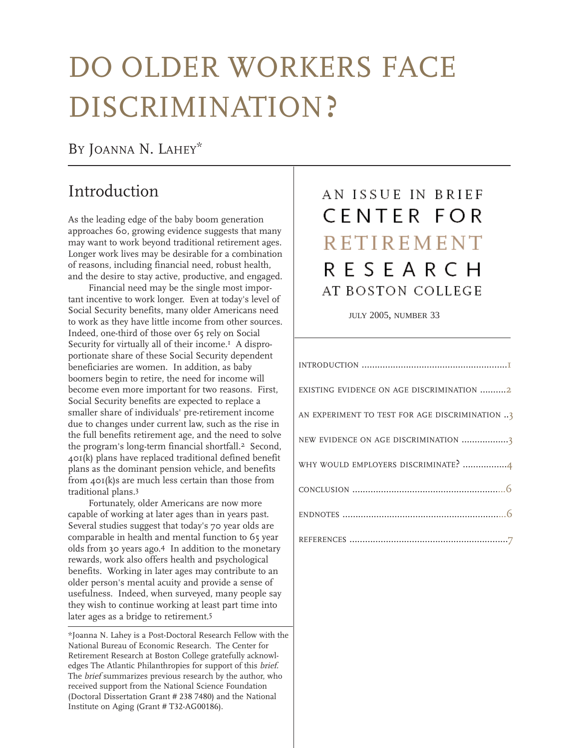# DO OLDER WORKERS FACE DISCRIMINATION?

By Joanna N. Lahey*

AN ISSUE IN BRIEF
CENTER FOR RETIREMENT RESEARCH AT BOSTON COLLEGE

JULY 2005, NUMBER 33

| | |
|---|---|
| INTRODUCTION | 1 |
| EXISTING EVIDENCE ON AGE DISCRIMINATION | 2 |
| AN EXPERIMENT TO TEST FOR AGE DISCRIMINATION | 3 |
| NEW EVIDENCE ON AGE DISCRIMINATION | 3 |
| WHY WOULD EMPLOYERS DISCRIMINATE? | 4 |
| CONCLUSION | 6 |
| ENDNOTES | 6 |
| REFERENCES | 7 |

## Introduction

As the leading edge of the baby boom generation approaches 60, growing evidence suggests that many may want to work beyond traditional retirement ages. Longer work lives may be desirable for a combination of reasons, including financial need, robust health, and the desire to stay active, productive, and engaged.

Financial need may be the single most important incentive to work longer. Even at today's level of Social Security benefits, many older Americans need to work as they have little income from other sources. Indeed, one-third of those over 65 rely on Social Security for virtually all of their income.[1] A disproportionate share of these Social Security dependent beneficiaries are women. In addition, as baby boomers begin to retire, the need for income will become even more important for two reasons. First, Social Security benefits are expected to replace a smaller share of individuals' pre-retirement income due to changes under current law, such as the rise in the full benefits retirement age, and the need to solve the program's long-term financial shortfall.[2] Second, 401(k) plans have replaced traditional defined benefit plans as the dominant pension vehicle, and benefits from 401(k)s are much less certain than those from traditional plans.[3]

Fortunately, older Americans are now more capable of working at later ages than in years past. Several studies suggest that today's 70 year olds are comparable in health and mental function to 65 year olds from 30 years ago.[4] In addition to the monetary rewards, work also offers health and psychological benefits. Working in later ages may contribute to an older person's mental acuity and provide a sense of usefulness. Indeed, when surveyed, many people say they wish to continue working at least part time into later ages as a bridge to retirement.[5]

---

*Joanna N. Lahey is a Post-Doctoral Research Fellow with the National Bureau of Economic Research. The Center for Retirement Research at Boston College gratefully acknowledges The Atlantic Philanthropies for support of this *brief*. The *brief* summarizes previous research by the author, who received support from the National Science Foundation (Doctoral Dissertation Grant # 238 7480) and the National Institute on Aging (Grant # T32-AG00186).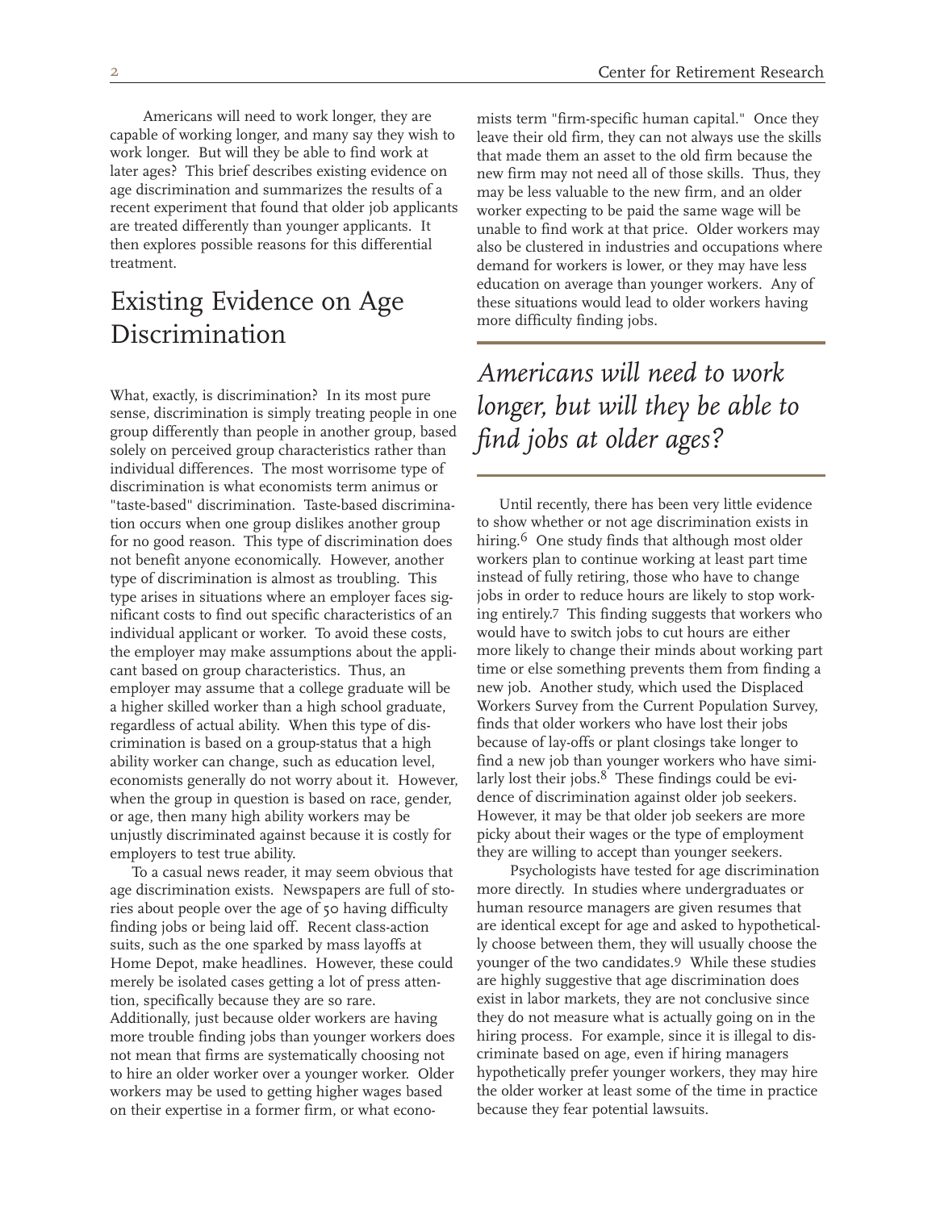Americans will need to work longer, they are capable of working longer, and many say they wish to work longer. But will they be able to find work at later ages? This brief describes existing evidence on age discrimination and summarizes the results of a recent experiment that found that older job applicants are treated differently than younger applicants. It then explores possible reasons for this differential treatment.

## Existing Evidence on Age Discrimination

What, exactly, is discrimination? In its most pure sense, discrimination is simply treating people in one group differently than people in another group, based solely on perceived group characteristics rather than individual differences. The most worrisome type of discrimination is what economists term animus or "taste-based" discrimination. Taste-based discrimination occurs when one group dislikes another group for no good reason. This type of discrimination does not benefit anyone economically. However, another type of discrimination is almost as troubling. This type arises in situations where an employer faces significant costs to find out specific characteristics of an individual applicant or worker. To avoid these costs, the employer may make assumptions about the applicant based on group characteristics. Thus, an employer may assume that a college graduate will be a higher skilled worker than a high school graduate, regardless of actual ability. When this type of discrimination is based on a group-status that a high ability worker can change, such as education level, economists generally do not worry about it. However, when the group in question is based on race, gender, or age, then many high ability workers may be unjustly discriminated against because it is costly for employers to test true ability.

To a casual news reader, it may seem obvious that age discrimination exists. Newspapers are full of stories about people over the age of 50 having difficulty finding jobs or being laid off. Recent class-action suits, such as the one sparked by mass layoffs at Home Depot, make headlines. However, these could merely be isolated cases getting a lot of press attention, specifically because they are so rare. Additionally, just because older workers are having more trouble finding jobs than younger workers does not mean that firms are systematically choosing not to hire an older worker over a younger worker. Older workers may be used to getting higher wages based on their expertise in a former firm, or what economists term "firm-specific human capital." Once they leave their old firm, they can not always use the skills that made them an asset to the old firm because the new firm may not need all of those skills. Thus, they may be less valuable to the new firm, and an older worker expecting to be paid the same wage will be unable to find work at that price. Older workers may also be clustered in industries and occupations where demand for workers is lower, or they may have less education on average than younger workers. Any of these situations would lead to older workers having more difficulty finding jobs.

*Americans will need to work longer, but will they be able to find jobs at older ages?*

Until recently, there has been very little evidence to show whether or not age discrimination exists in hiring.[6] One study finds that although most older workers plan to continue working at least part time instead of fully retiring, those who have to change jobs in order to reduce hours are likely to stop working entirely.[7] This finding suggests that workers who would have to switch jobs to cut hours are either more likely to change their minds about working part time or else something prevents them from finding a new job. Another study, which used the Displaced Workers Survey from the Current Population Survey, finds that older workers who have lost their jobs because of lay-offs or plant closings take longer to find a new job than younger workers who have similarly lost their jobs.[8] These findings could be evidence of discrimination against older job seekers. However, it may be that older job seekers are more picky about their wages or the type of employment they are willing to accept than younger seekers.

Psychologists have tested for age discrimination more directly. In studies where undergraduates or human resource managers are given resumes that are identical except for age and asked to hypothetically choose between them, they will usually choose the younger of the two candidates.[9] While these studies are highly suggestive that age discrimination does exist in labor markets, they are not conclusive since they do not measure what is actually going on in the hiring process. For example, since it is illegal to discriminate based on age, even if hiring managers hypothetically prefer younger workers, they may hire the older worker at least some of the time in practice because they fear potential lawsuits.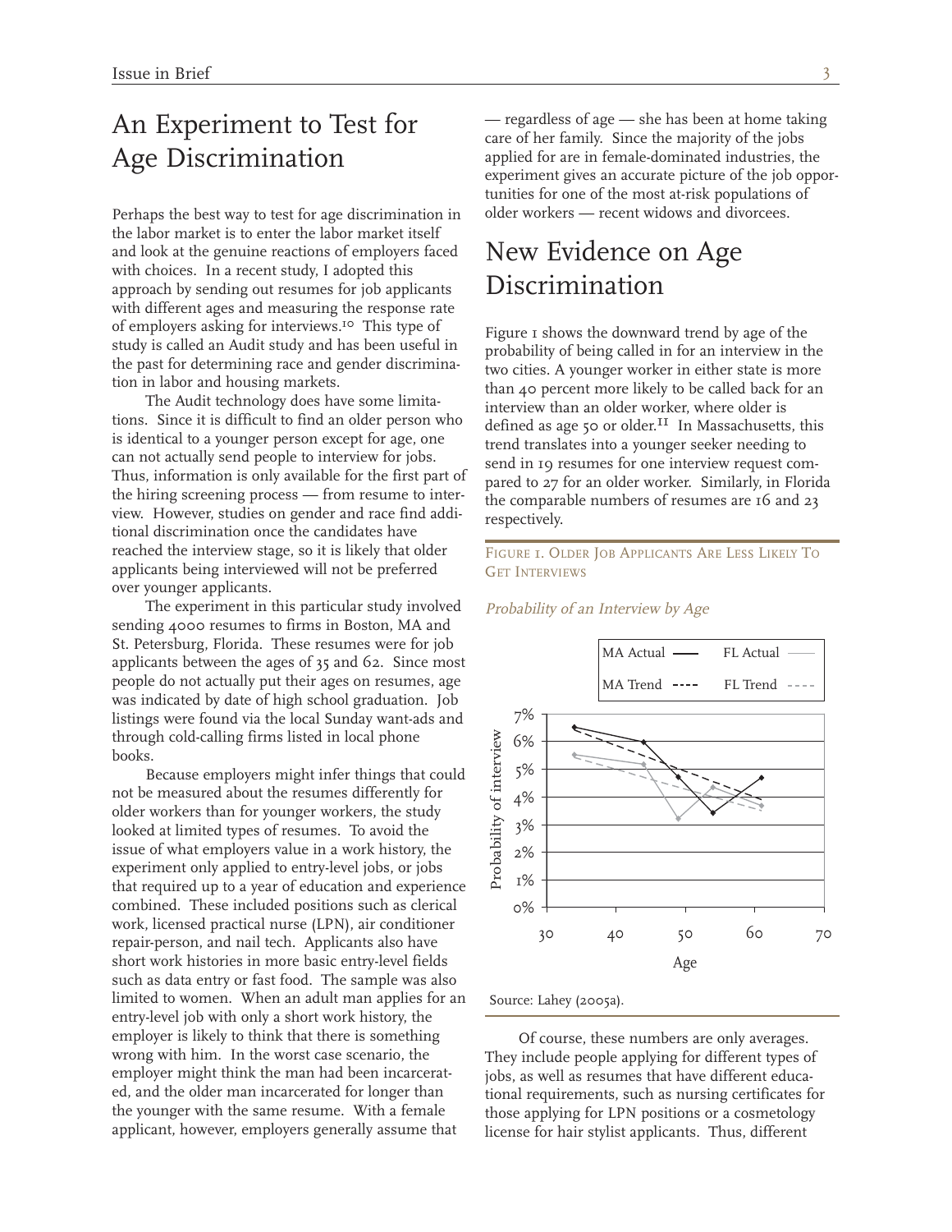## An Experiment to Test for Age Discrimination

Perhaps the best way to test for age discrimination in the labor market is to enter the labor market itself and look at the genuine reactions of employers faced with choices. In a recent study, I adopted this approach by sending out resumes for job applicants with different ages and measuring the response rate of employers asking for interviews.[10] This type of study is called an Audit study and has been useful in the past for determining race and gender discrimination in labor and housing markets.

The Audit technology does have some limitations. Since it is difficult to find an older person who is identical to a younger person except for age, one can not actually send people to interview for jobs. Thus, information is only available for the first part of the hiring screening process — from resume to interview. However, studies on gender and race find additional discrimination once the candidates have reached the interview stage, so it is likely that older applicants being interviewed will not be preferred over younger applicants.

The experiment in this particular study involved sending 4000 resumes to firms in Boston, MA and St. Petersburg, Florida. These resumes were for job applicants between the ages of 35 and 62. Since most people do not actually put their ages on resumes, age was indicated by date of high school graduation. Job listings were found via the local Sunday want-ads and through cold-calling firms listed in local phone books.

Because employers might infer things that could not be measured about the resumes differently for older workers than for younger workers, the study looked at limited types of resumes. To avoid the issue of what employers value in a work history, the experiment only applied to entry-level jobs, or jobs that required up to a year of education and experience combined. These included positions such as clerical work, licensed practical nurse (LPN), air conditioner repair-person, and nail tech. Applicants also have short work histories in more basic entry-level fields such as data entry or fast food. The sample was also limited to women. When an adult man applies for an entry-level job with only a short work history, the employer is likely to think that there is something wrong with him. In the worst case scenario, the employer might think the man had been incarcerated, and the older man incarcerated for longer than the younger with the same resume. With a female applicant, however, employers generally assume that — regardless of age — she has been at home taking care of her family. Since the majority of the jobs applied for are in female-dominated industries, the experiment gives an accurate picture of the job opportunities for one of the most at-risk populations of older workers — recent widows and divorcees.

## New Evidence on Age Discrimination

Figure 1 shows the downward trend by age of the probability of being called in for an interview in the two cities. A younger worker in either state is more than 40 percent more likely to be called back for an interview than an older worker, where older is defined as age 50 or older.[11] In Massachusetts, this trend translates into a younger seeker needing to send in 19 resumes for one interview request compared to 27 for an older worker. Similarly, in Florida the comparable numbers of resumes are 16 and 23 respectively.

Figure 1. Older Job Applicants Are Less Likely To Get Interviews

*Probability of an Interview by Age*

MA Actual
FL Actual
MA Trend
FL Trend
Probability of interview
0%
1%
2%
3%
4%
5%
6%
7%
30
40
50
60
70
Age

Source: Lahey (2005a).

Of course, these numbers are only averages. They include people applying for different types of jobs, as well as resumes that have different educational requirements, such as nursing certificates for those applying for LPN positions or a cosmetology license for hair stylist applicants. Thus, different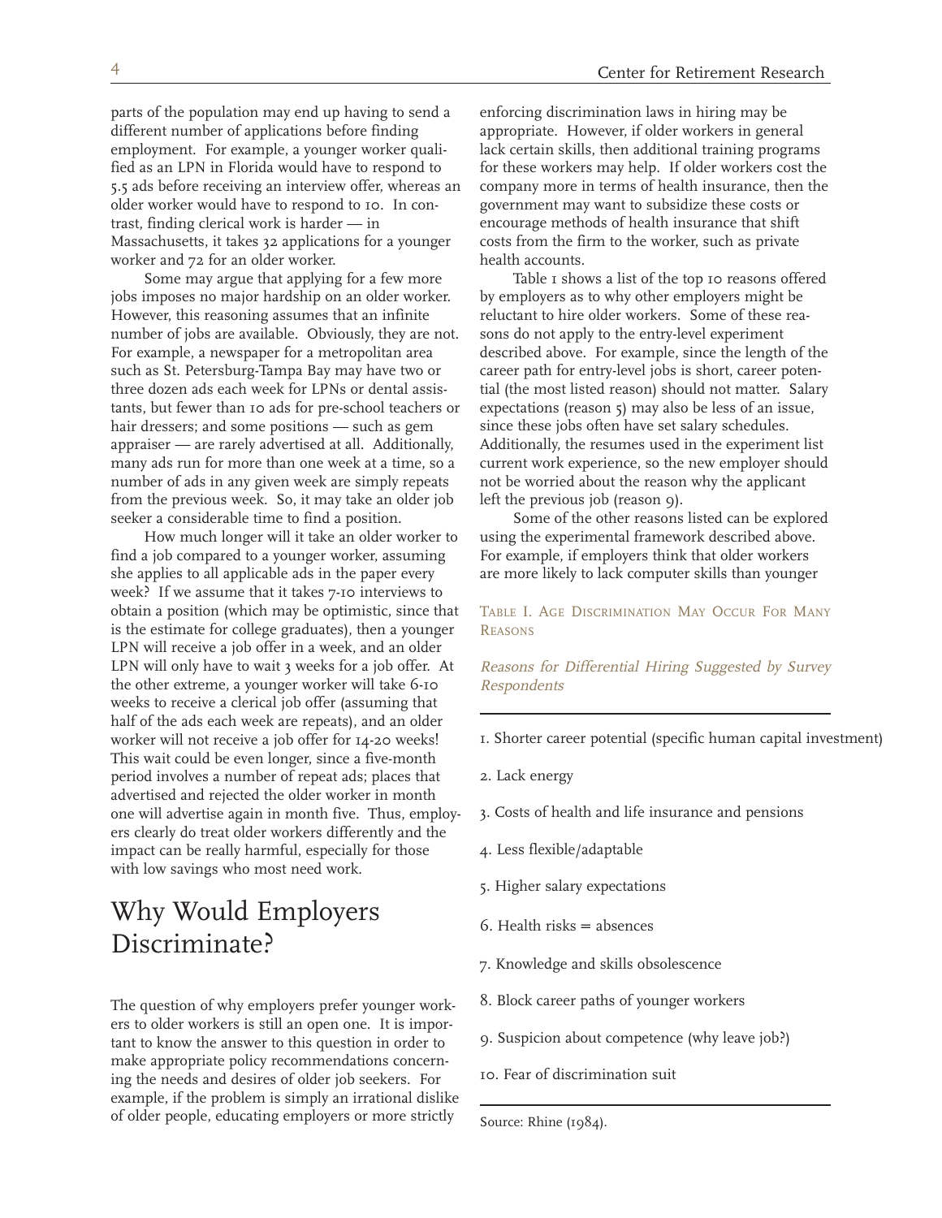parts of the population may end up having to send a different number of applications before finding employment. For example, a younger worker qualified as an LPN in Florida would have to respond to 5.5 ads before receiving an interview offer, whereas an older worker would have to respond to 10. In contrast, finding clerical work is harder — in Massachusetts, it takes 32 applications for a younger worker and 72 for an older worker.

Some may argue that applying for a few more jobs imposes no major hardship on an older worker. However, this reasoning assumes that an infinite number of jobs are available. Obviously, they are not. For example, a newspaper for a metropolitan area such as St. Petersburg-Tampa Bay may have two or three dozen ads each week for LPNs or dental assistants, but fewer than 10 ads for pre-school teachers or hair dressers; and some positions — such as gem appraiser — are rarely advertised at all. Additionally, many ads run for more than one week at a time, so a number of ads in any given week are simply repeats from the previous week. So, it may take an older job seeker a considerable time to find a position.

How much longer will it take an older worker to find a job compared to a younger worker, assuming she applies to all applicable ads in the paper every week? If we assume that it takes 7-10 interviews to obtain a position (which may be optimistic, since that is the estimate for college graduates), then a younger LPN will receive a job offer in a week, and an older LPN will only have to wait 3 weeks for a job offer. At the other extreme, a younger worker will take 6-10 weeks to receive a clerical job offer (assuming that half of the ads each week are repeats), and an older worker will not receive a job offer for 14-20 weeks! This wait could be even longer, since a five-month period involves a number of repeat ads; places that advertised and rejected the older worker in month one will advertise again in month five. Thus, employers clearly do treat older workers differently and the impact can be really harmful, especially for those with low savings who most need work.

## Why Would Employers Discriminate?

The question of why employers prefer younger workers to older workers is still an open one. It is important to know the answer to this question in order to make appropriate policy recommendations concerning the needs and desires of older job seekers. For example, if the problem is simply an irrational dislike of older people, educating employers or more strictly enforcing discrimination laws in hiring may be appropriate. However, if older workers in general lack certain skills, then additional training programs for these workers may help. If older workers cost the company more in terms of health insurance, then the government may want to subsidize these costs or encourage methods of health insurance that shift costs from the firm to the worker, such as private health accounts.

Table 1 shows a list of the top 10 reasons offered by employers as to why other employers might be reluctant to hire older workers. Some of these reasons do not apply to the entry-level experiment described above. For example, since the length of the career path for entry-level jobs is short, career potential (the most listed reason) should not matter. Salary expectations (reason 5) may also be less of an issue, since these jobs often have set salary schedules. Additionally, the resumes used in the experiment list current work experience, so the new employer should not be worried about the reason why the applicant left the previous job (reason 9).

Some of the other reasons listed can be explored using the experimental framework described above. For example, if employers think that older workers are more likely to lack computer skills than younger

TABLE 1. AGE DISCRIMINATION MAY OCCUR FOR MANY REASONS

| *Reasons for Differential Hiring Suggested by Survey Respondents* |
| --- |
| 1. Shorter career potential (specific human capital investment) |
| 2. Lack energy |
| 3. Costs of health and life insurance and pensions |
| 4. Less flexible/adaptable |
| 5. Higher salary expectations |
| 6. Health risks = absences |
| 7. Knowledge and skills obsolescence |
| 8. Block career paths of younger workers |
| 9. Suspicion about competence (why leave job?) |
| 10. Fear of discrimination suit |

Source: Rhine (1984).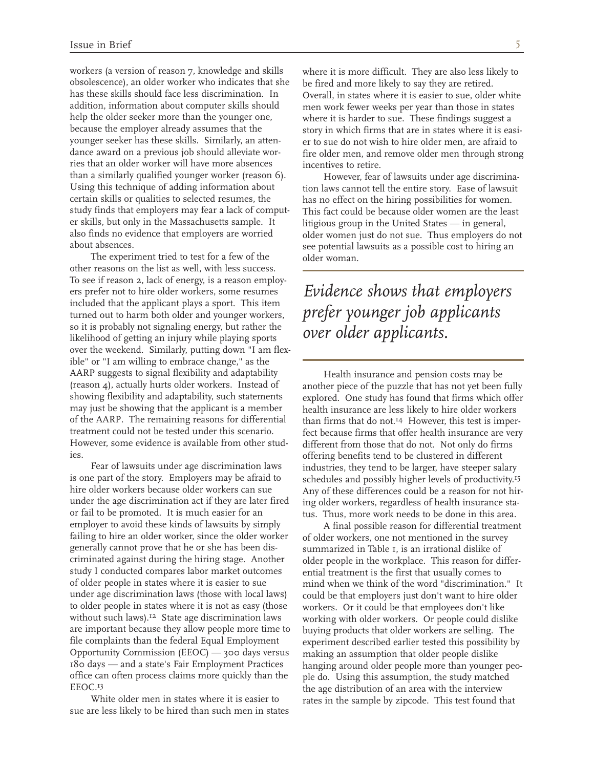workers (a version of reason 7, knowledge and skills obsolescence), an older worker who indicates that she has these skills should face less discrimination. In addition, information about computer skills should help the older seeker more than the younger one, because the employer already assumes that the younger seeker has these skills. Similarly, an attendance award on a previous job should alleviate worries that an older worker will have more absences than a similarly qualified younger worker (reason 6). Using this technique of adding information about certain skills or qualities to selected resumes, the study finds that employers may fear a lack of computer skills, but only in the Massachusetts sample. It also finds no evidence that employers are worried about absences.

The experiment tried to test for a few of the other reasons on the list as well, with less success. To see if reason 2, lack of energy, is a reason employers prefer not to hire older workers, some resumes included that the applicant plays a sport. This item turned out to harm both older and younger workers, so it is probably not signaling energy, but rather the likelihood of getting an injury while playing sports over the weekend. Similarly, putting down "I am flexible" or "I am willing to embrace change," as the AARP suggests to signal flexibility and adaptability (reason 4), actually hurts older workers. Instead of showing flexibility and adaptability, such statements may just be showing that the applicant is a member of the AARP. The remaining reasons for differential treatment could not be tested under this scenario. However, some evidence is available from other studies.

Fear of lawsuits under age discrimination laws is one part of the story. Employers may be afraid to hire older workers because older workers can sue under the age discrimination act if they are later fired or fail to be promoted. It is much easier for an employer to avoid these kinds of lawsuits by simply failing to hire an older worker, since the older worker generally cannot prove that he or she has been discriminated against during the hiring stage. Another study I conducted compares labor market outcomes of older people in states where it is easier to sue under age discrimination laws (those with local laws) to older people in states where it is not as easy (those without such laws).[12] State age discrimination laws are important because they allow people more time to file complaints than the federal Equal Employment Opportunity Commission (EEOC) — 300 days versus 180 days — and a state's Fair Employment Practices office can often process claims more quickly than the EEOC.[13]

White older men in states where it is easier to sue are less likely to be hired than such men in states where it is more difficult. They are also less likely to be fired and more likely to say they are retired. Overall, in states where it is easier to sue, older white men work fewer weeks per year than those in states where it is harder to sue. These findings suggest a story in which firms that are in states where it is easier to sue do not wish to hire older men, are afraid to fire older men, and remove older men through strong incentives to retire.

However, fear of lawsuits under age discrimination laws cannot tell the entire story. Ease of lawsuit has no effect on the hiring possibilities for women. This fact could be because older women are the least litigious group in the United States — in general, older women just do not sue. Thus employers do not see potential lawsuits as a possible cost to hiring an older woman.

*Evidence shows that employers prefer younger job applicants over older applicants.*

Health insurance and pension costs may be another piece of the puzzle that has not yet been fully explored. One study has found that firms which offer health insurance are less likely to hire older workers than firms that do not.[14] However, this test is imperfect because firms that offer health insurance are very different from those that do not. Not only do firms offering benefits tend to be clustered in different industries, they tend to be larger, have steeper salary schedules and possibly higher levels of productivity.[15] Any of these differences could be a reason for not hiring older workers, regardless of health insurance status. Thus, more work needs to be done in this area.

A final possible reason for differential treatment of older workers, one not mentioned in the survey summarized in Table 1, is an irrational dislike of older people in the workplace. This reason for differential treatment is the first that usually comes to mind when we think of the word "discrimination." It could be that employers just don't want to hire older workers. Or it could be that employees don't like working with older workers. Or people could dislike buying products that older workers are selling. The experiment described earlier tested this possibility by making an assumption that older people dislike hanging around older people more than younger people do. Using this assumption, the study matched the age distribution of an area with the interview rates in the sample by zipcode. This test found that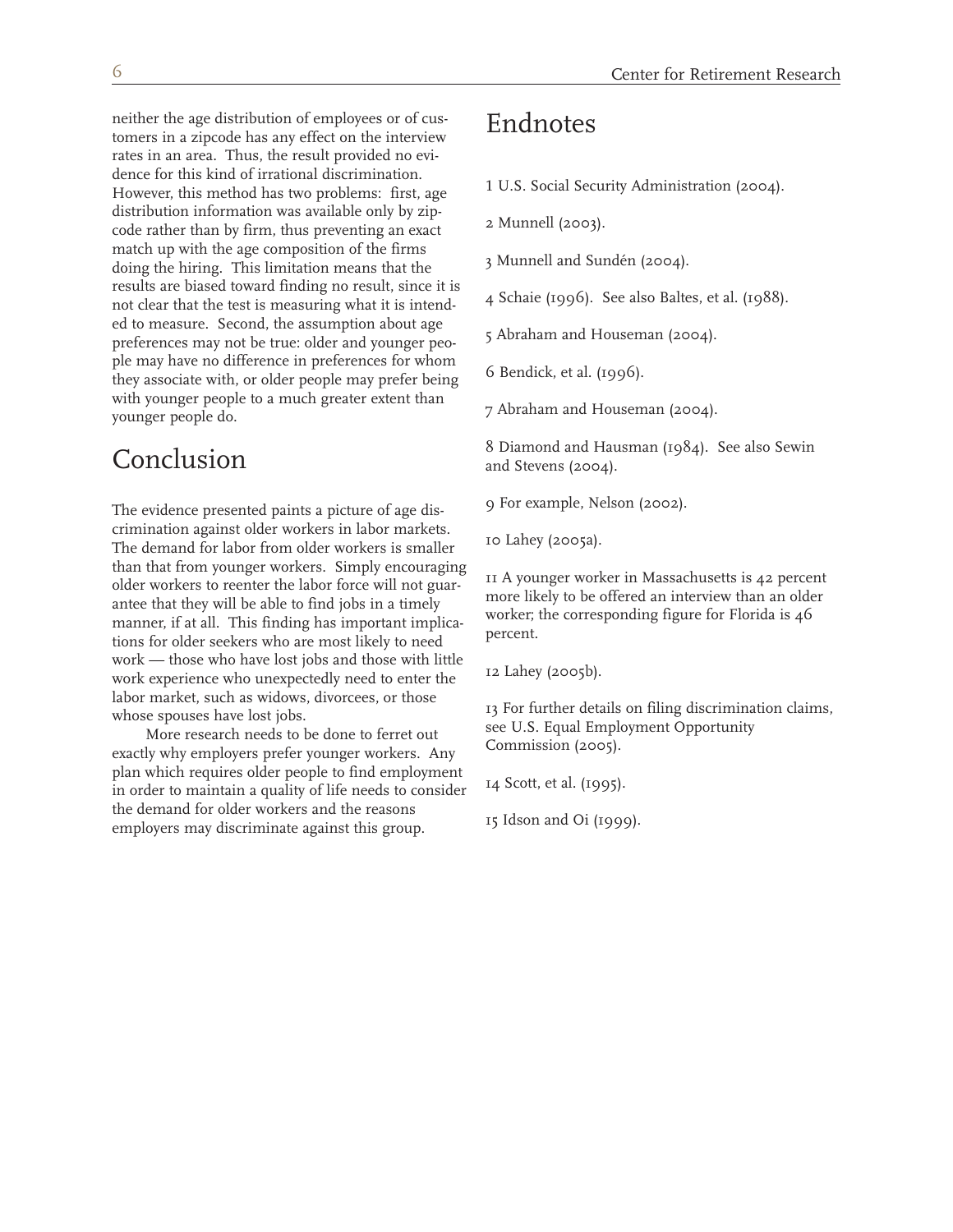neither the age distribution of employees or of customers in a zipcode has any effect on the interview rates in an area. Thus, the result provided no evidence for this kind of irrational discrimination. However, this method has two problems: first, age distribution information was available only by zipcode rather than by firm, thus preventing an exact match up with the age composition of the firms doing the hiring. This limitation means that the results are biased toward finding no result, since it is not clear that the test is measuring what it is intended to measure. Second, the assumption about age preferences may not be true: older and younger people may have no difference in preferences for whom they associate with, or older people may prefer being with younger people to a much greater extent than younger people do.

## Conclusion

The evidence presented paints a picture of age discrimination against older workers in labor markets. The demand for labor from older workers is smaller than that from younger workers. Simply encouraging older workers to reenter the labor force will not guarantee that they will be able to find jobs in a timely manner, if at all. This finding has important implications for older seekers who are most likely to need work — those who have lost jobs and those with little work experience who unexpectedly need to enter the labor market, such as widows, divorcees, or those whose spouses have lost jobs.

More research needs to be done to ferret out exactly why employers prefer younger workers. Any plan which requires older people to find employment in order to maintain a quality of life needs to consider the demand for older workers and the reasons employers may discriminate against this group.

## Endnotes

1 U.S. Social Security Administration (2004).

2 Munnell (2003).

3 Munnell and Sundén (2004).

4 Schaie (1996). See also Baltes, et al. (1988).

5 Abraham and Houseman (2004).

6 Bendick, et al. (1996).

7 Abraham and Houseman (2004).

8 Diamond and Hausman (1984). See also Sewin and Stevens (2004).

9 For example, Nelson (2002).

10 Lahey (2005a).

11 A younger worker in Massachusetts is 42 percent more likely to be offered an interview than an older worker; the corresponding figure for Florida is 46 percent.

12 Lahey (2005b).

13 For further details on filing discrimination claims, see U.S. Equal Employment Opportunity Commission (2005).

14 Scott, et al. (1995).

15 Idson and Oi (1999).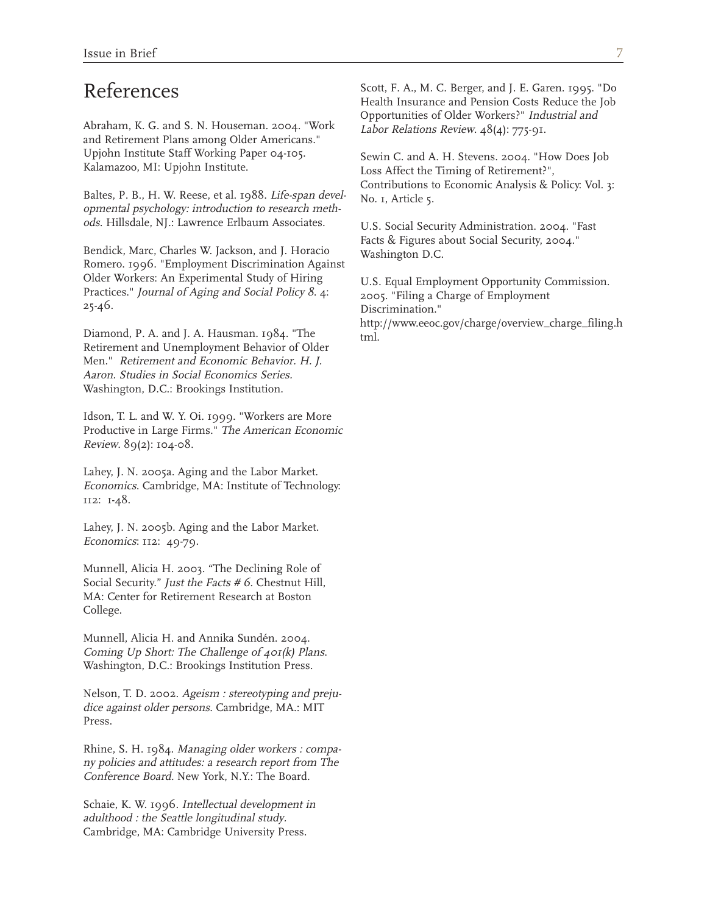## References

Abraham, K. G. and S. N. Houseman. 2004. "Work and Retirement Plans among Older Americans." Upjohn Institute Staff Working Paper 04-105. Kalamazoo, MI: Upjohn Institute.

Baltes, P. B., H. W. Reese, et al. 1988. *Life-span developmental psychology: introduction to research methods*. Hillsdale, NJ.: Lawrence Erlbaum Associates.

Bendick, Marc, Charles W. Jackson, and J. Horacio Romero. 1996. "Employment Discrimination Against Older Workers: An Experimental Study of Hiring Practices." *Journal of Aging and Social Policy 8*. 4: 25-46.

Diamond, P. A. and J. A. Hausman. 1984. "The Retirement and Unemployment Behavior of Older Men." *Retirement and Economic Behavior. H. J. Aaron. Studies in Social Economics Series.* Washington, D.C.: Brookings Institution.

Idson, T. L. and W. Y. Oi. 1999. "Workers are More Productive in Large Firms." *The American Economic Review*. 89(2): 104-08.

Lahey, J. N. 2005a. Aging and the Labor Market. *Economics*. Cambridge, MA: Institute of Technology: 112: 1-48.

Lahey, J. N. 2005b. Aging and the Labor Market. *Economics*: 112: 49-79.

Munnell, Alicia H. 2003. "The Declining Role of Social Security." *Just the Facts # 6.* Chestnut Hill, MA: Center for Retirement Research at Boston College.

Munnell, Alicia H. and Annika Sundén. 2004. *Coming Up Short: The Challenge of 401(k) Plans*. Washington, D.C.: Brookings Institution Press.

Nelson, T. D. 2002. *Ageism : stereotyping and prejudice against older persons*. Cambridge, MA.: MIT Press.

Rhine, S. H. 1984. *Managing older workers : company policies and attitudes: a research report from The Conference Board*. New York, N.Y.: The Board.

Schaie, K. W. 1996. *Intellectual development in adulthood : the Seattle longitudinal study.* Cambridge, MA: Cambridge University Press.

Scott, F. A., M. C. Berger, and J. E. Garen. 1995. "Do Health Insurance and Pension Costs Reduce the Job Opportunities of Older Workers?" *Industrial and Labor Relations Review*. 48(4): 775-91.

Sewin C. and A. H. Stevens. 2004. "How Does Job Loss Affect the Timing of Retirement?", Contributions to Economic Analysis & Policy: Vol. 3: No. 1, Article 5.

U.S. Social Security Administration. 2004. "Fast Facts & Figures about Social Security, 2004." Washington D.C.

U.S. Equal Employment Opportunity Commission. 2005. "Filing a Charge of Employment Discrimination." http://www.eeoc.gov/charge/overview_charge_filing.html.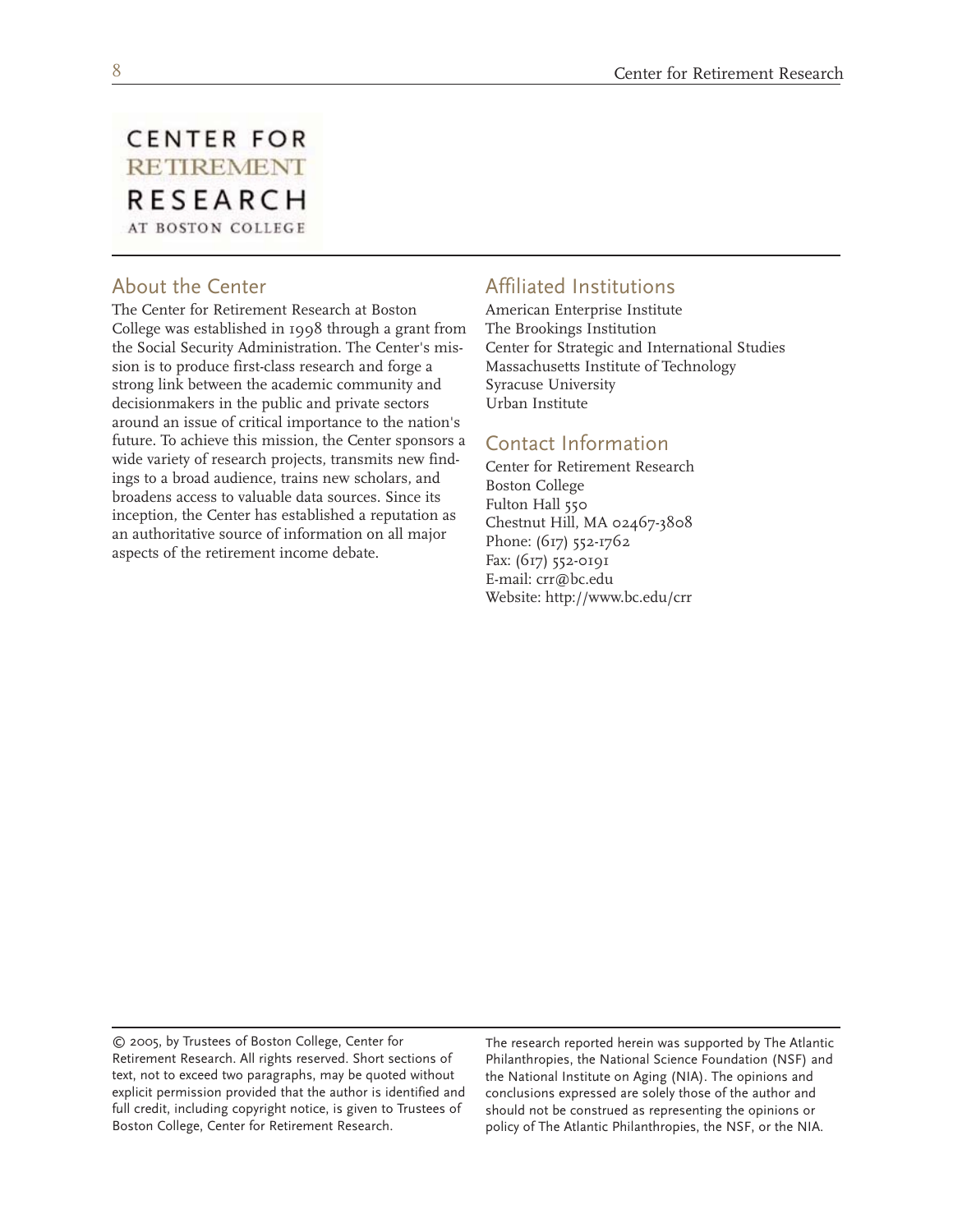# CENTER FOR RETIREMENT RESEARCH AT BOSTON COLLEGE

## About the Center

The Center for Retirement Research at Boston College was established in 1998 through a grant from the Social Security Administration. The Center's mission is to produce first-class research and forge a strong link between the academic community and decisionmakers in the public and private sectors around an issue of critical importance to the nation's future. To achieve this mission, the Center sponsors a wide variety of research projects, transmits new findings to a broad audience, trains new scholars, and broadens access to valuable data sources. Since its inception, the Center has established a reputation as an authoritative source of information on all major aspects of the retirement income debate.

## Affiliated Institutions

American Enterprise Institute
The Brookings Institution
Center for Strategic and International Studies
Massachusetts Institute of Technology
Syracuse University
Urban Institute

## Contact Information

Center for Retirement Research
Boston College
Fulton Hall 550
Chestnut Hill, MA 02467-3808
Phone: (617) 552-1762
Fax: (617) 552-0191
E-mail: crr@bc.edu
Website: http://www.bc.edu/crr

© 2005, by Trustees of Boston College, Center for Retirement Research. All rights reserved. Short sections of text, not to exceed two paragraphs, may be quoted without explicit permission provided that the author is identified and full credit, including copyright notice, is given to Trustees of Boston College, Center for Retirement Research.

The research reported herein was supported by The Atlantic Philanthropies, the National Science Foundation (NSF) and the National Institute on Aging (NIA). The opinions and conclusions expressed are solely those of the author and should not be construed as representing the opinions or policy of The Atlantic Philanthropies, the NSF, or the NIA.